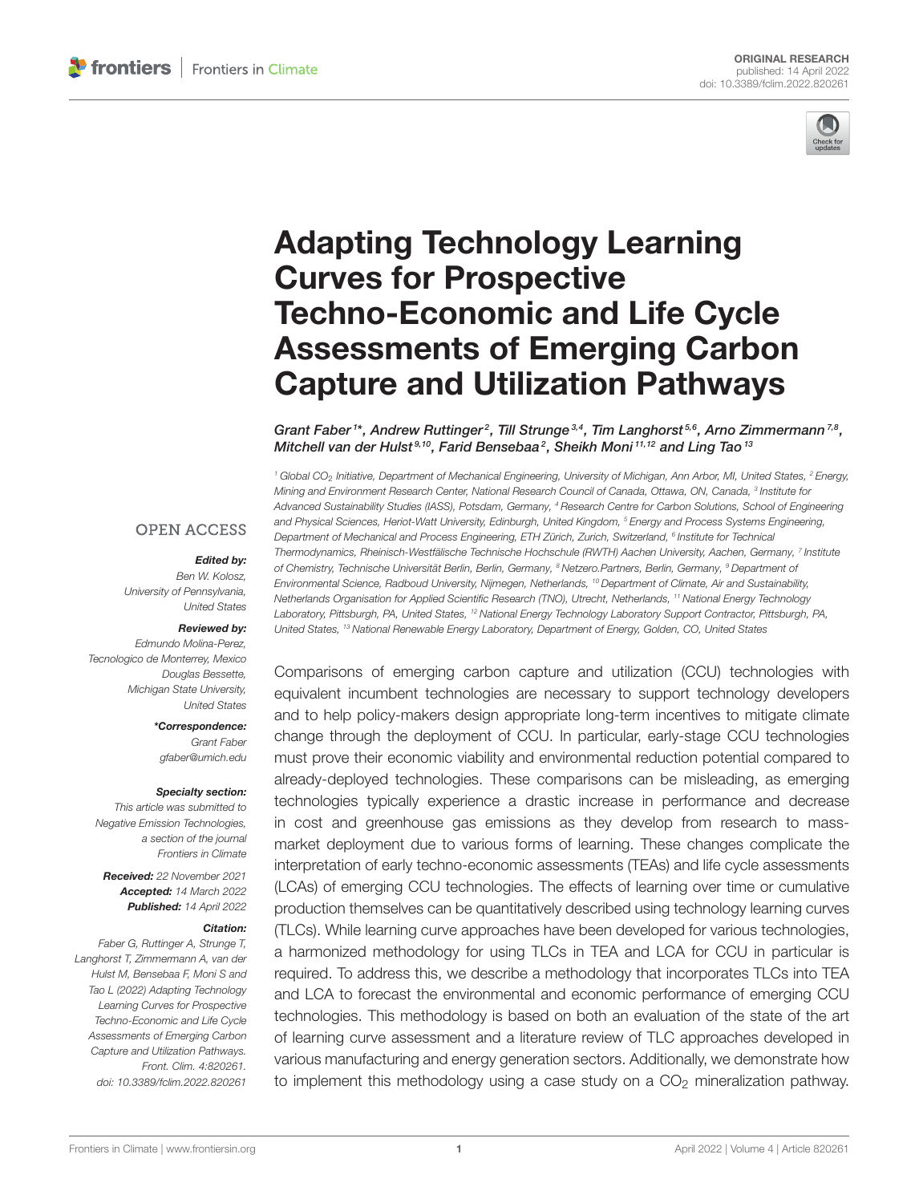ORIGINAL RESEARCH
published: 14 April 2022
doi: 10.3389/fclim.2022.820261

# Adapting Technology Learning Curves for Prospective Techno-Economic and Life Cycle Assessments of Emerging Carbon Capture and Utilization Pathways

*Grant Faber[1]\*, Andrew Ruttinger[2], Till Strunge[3,4], Tim Langhorst[5,6], Arno Zimmermann[7,8], Mitchell van der Hulst[9,10], Farid Bensebaa[2], Sheikh Moni[11,12] and Ling Tao[13]*

[1] Global $CO_2$ Initiative, Department of Mechanical Engineering, University of Michigan, Ann Arbor, MI, United States, [2] Energy, Mining and Environment Research Center, National Research Council of Canada, Ottawa, ON, Canada, [3] Institute for Advanced Sustainability Studies (IASS), Potsdam, Germany, [4] Research Centre for Carbon Solutions, School of Engineering and Physical Sciences, Heriot-Watt University, Edinburgh, United Kingdom, [5] Energy and Process Systems Engineering, Department of Mechanical and Process Engineering, ETH Zürich, Zurich, Switzerland, [6] Institute for Technical Thermodynamics, Rheinisch-Westfälische Technische Hochschule (RWTH) Aachen University, Aachen, Germany, [7] Institute of Chemistry, Technische Universität Berlin, Berlin, Germany, [8] Netzero.Partners, Berlin, Germany, [9] Department of Environmental Science, Radboud University, Nijmegen, Netherlands, [10] Department of Climate, Air and Sustainability, Netherlands Organisation for Applied Scientific Research (TNO), Utrecht, Netherlands, [11] National Energy Technology Laboratory, Pittsburgh, PA, United States, [12] National Energy Technology Laboratory Support Contractor, Pittsburgh, PA, United States, [13] National Renewable Energy Laboratory, Department of Energy, Golden, CO, United States

OPEN ACCESS

**Edited by:**
Ben W. Kolosz,
University of Pennsylvania,
United States

**Reviewed by:**
Edmundo Molina-Perez,
Tecnologico de Monterrey, Mexico
Douglas Bessette,
Michigan State University,
United States

**\*Correspondence:**
Grant Faber
gfaber@umich.edu

**Specialty section:**
This article was submitted to Negative Emission Technologies, a section of the journal Frontiers in Climate

**Received:** 22 November 2021
**Accepted:** 14 March 2022
**Published:** 14 April 2022

**Citation:**
Faber G, Ruttinger A, Strunge T, Langhorst T, Zimmermann A, van der Hulst M, Bensebaa F, Moni S and Tao L (2022) Adapting Technology Learning Curves for Prospective Techno-Economic and Life Cycle Assessments of Emerging Carbon Capture and Utilization Pathways. Front. Clim. 4:820261. doi: 10.3389/fclim.2022.820261

Comparisons of emerging carbon capture and utilization (CCU) technologies with equivalent incumbent technologies are necessary to support technology developers and to help policy-makers design appropriate long-term incentives to mitigate climate change through the deployment of CCU. In particular, early-stage CCU technologies must prove their economic viability and environmental reduction potential compared to already-deployed technologies. These comparisons can be misleading, as emerging technologies typically experience a drastic increase in performance and decrease in cost and greenhouse gas emissions as they develop from research to mass-market deployment due to various forms of learning. These changes complicate the interpretation of early techno-economic assessments (TEAs) and life cycle assessments (LCAs) of emerging CCU technologies. The effects of learning over time or cumulative production themselves can be quantitatively described using technology learning curves (TLCs). While learning curve approaches have been developed for various technologies, a harmonized methodology for using TLCs in TEA and LCA for CCU in particular is required. To address this, we describe a methodology that incorporates TLCs into TEA and LCA to forecast the environmental and economic performance of emerging CCU technologies. This methodology is based on both an evaluation of the state of the art of learning curve assessment and a literature review of TLC approaches developed in various manufacturing and energy generation sectors. Additionally, we demonstrate how to implement this methodology using a case study on a $CO_2$ mineralization pathway.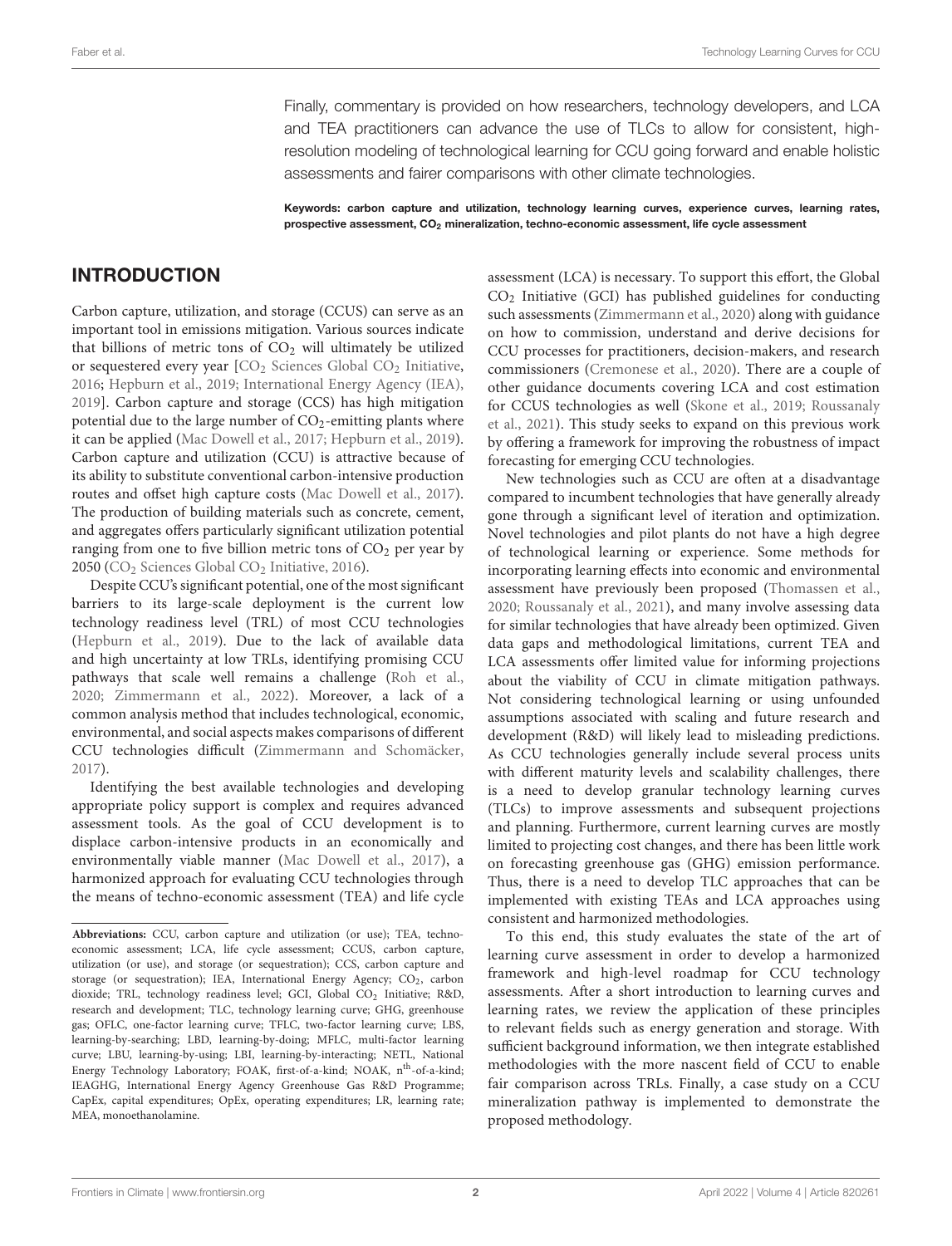Finally, commentary is provided on how researchers, technology developers, and LCA and TEA practitioners can advance the use of TLCs to allow for consistent, high-resolution modeling of technological learning for CCU going forward and enable holistic assessments and fairer comparisons with other climate technologies.

**Keywords: carbon capture and utilization, technology learning curves, experience curves, learning rates, prospective assessment, $CO_2$ mineralization, techno-economic assessment, life cycle assessment**

## INTRODUCTION

Carbon capture, utilization, and storage (CCUS) can serve as an important tool in emissions mitigation. Various sources indicate that billions of metric tons of $CO_2$ will ultimately be utilized or sequestered every year [$CO_2$ Sciences Global $CO_2$ Initiative, 2016; Hepburn et al., 2019; International Energy Agency (IEA), 2019]. Carbon capture and storage (CCS) has high mitigation potential due to the large number of $CO_2$-emitting plants where it can be applied (Mac Dowell et al., 2017; Hepburn et al., 2019). Carbon capture and utilization (CCU) is attractive because of its ability to substitute conventional carbon-intensive production routes and offset high capture costs (Mac Dowell et al., 2017). The production of building materials such as concrete, cement, and aggregates offers particularly significant utilization potential ranging from one to five billion metric tons of $CO_2$ per year by 2050 ($CO_2$ Sciences Global $CO_2$ Initiative, 2016).

Despite CCU's significant potential, one of the most significant barriers to its large-scale deployment is the current low technology readiness level (TRL) of most CCU technologies (Hepburn et al., 2019). Due to the lack of available data and high uncertainty at low TRLs, identifying promising CCU pathways that scale well remains a challenge (Roh et al., 2020; Zimmermann et al., 2022). Moreover, a lack of a common analysis method that includes technological, economic, environmental, and social aspects makes comparisons of different CCU technologies difficult (Zimmermann and Schomäcker, 2017).

Identifying the best available technologies and developing appropriate policy support is complex and requires advanced assessment tools. As the goal of CCU development is to displace carbon-intensive products in an economically and environmentally viable manner (Mac Dowell et al., 2017), a harmonized approach for evaluating CCU technologies through the means of techno-economic assessment (TEA) and life cycle assessment (LCA) is necessary. To support this effort, the Global $CO_2$ Initiative (GCI) has published guidelines for conducting such assessments (Zimmermann et al., 2020) along with guidance on how to commission, understand and derive decisions for CCU processes for practitioners, decision-makers, and research commissioners (Cremonese et al., 2020). There are a couple of other guidance documents covering LCA and cost estimation for CCUS technologies as well (Skone et al., 2019; Roussanaly et al., 2021). This study seeks to expand on this previous work by offering a framework for improving the robustness of impact forecasting for emerging CCU technologies.

New technologies such as CCU are often at a disadvantage compared to incumbent technologies that have generally already gone through a significant level of iteration and optimization. Novel technologies and pilot plants do not have a high degree of technological learning or experience. Some methods for incorporating learning effects into economic and environmental assessment have previously been proposed (Thomassen et al., 2020; Roussanaly et al., 2021), and many involve assessing data for similar technologies that have already been optimized. Given data gaps and methodological limitations, current TEA and LCA assessments offer limited value for informing projections about the viability of CCU in climate mitigation pathways. Not considering technological learning or using unfounded assumptions associated with scaling and future research and development (R&D) will likely lead to misleading predictions. As CCU technologies generally include several process units with different maturity levels and scalability challenges, there is a need to develop granular technology learning curves (TLCs) to improve assessments and subsequent projections and planning. Furthermore, current learning curves are mostly limited to projecting cost changes, and there has been little work on forecasting greenhouse gas (GHG) emission performance. Thus, there is a need to develop TLC approaches that can be implemented with existing TEAs and LCA approaches using consistent and harmonized methodologies.

To this end, this study evaluates the state of the art of learning curve assessment in order to develop a harmonized framework and high-level roadmap for CCU technology assessments. After a short introduction to learning curves and learning rates, we review the application of these principles to relevant fields such as energy generation and storage. With sufficient background information, we then integrate established methodologies with the more nascent field of CCU to enable fair comparison across TRLs. Finally, a case study on a CCU mineralization pathway is implemented to demonstrate the proposed methodology.

**Abbreviations:** CCU, carbon capture and utilization (or use); TEA, techno-economic assessment; LCA, life cycle assessment; CCUS, carbon capture, utilization (or use), and storage (or sequestration); CCS, carbon capture and storage (or sequestration); IEA, International Energy Agency; $CO_2$, carbon dioxide; TRL, technology readiness level; GCI, Global $CO_2$ Initiative; R&D, research and development; TLC, technology learning curve; GHG, greenhouse gas; OFLC, one-factor learning curve; TFLC, two-factor learning curve; LBS, learning-by-searching; LBD, learning-by-doing; MFLC, multi-factor learning curve; LBU, learning-by-using; LBI, learning-by-interacting; NETL, National Energy Technology Laboratory; FOAK, first-of-a-kind; NOAK, $n^{th}$-of-a-kind; IEAGHG, International Energy Agency Greenhouse Gas R&D Programme; CapEx, capital expenditures; OpEx, operating expenditures; LR, learning rate; MEA, monoethanolamine.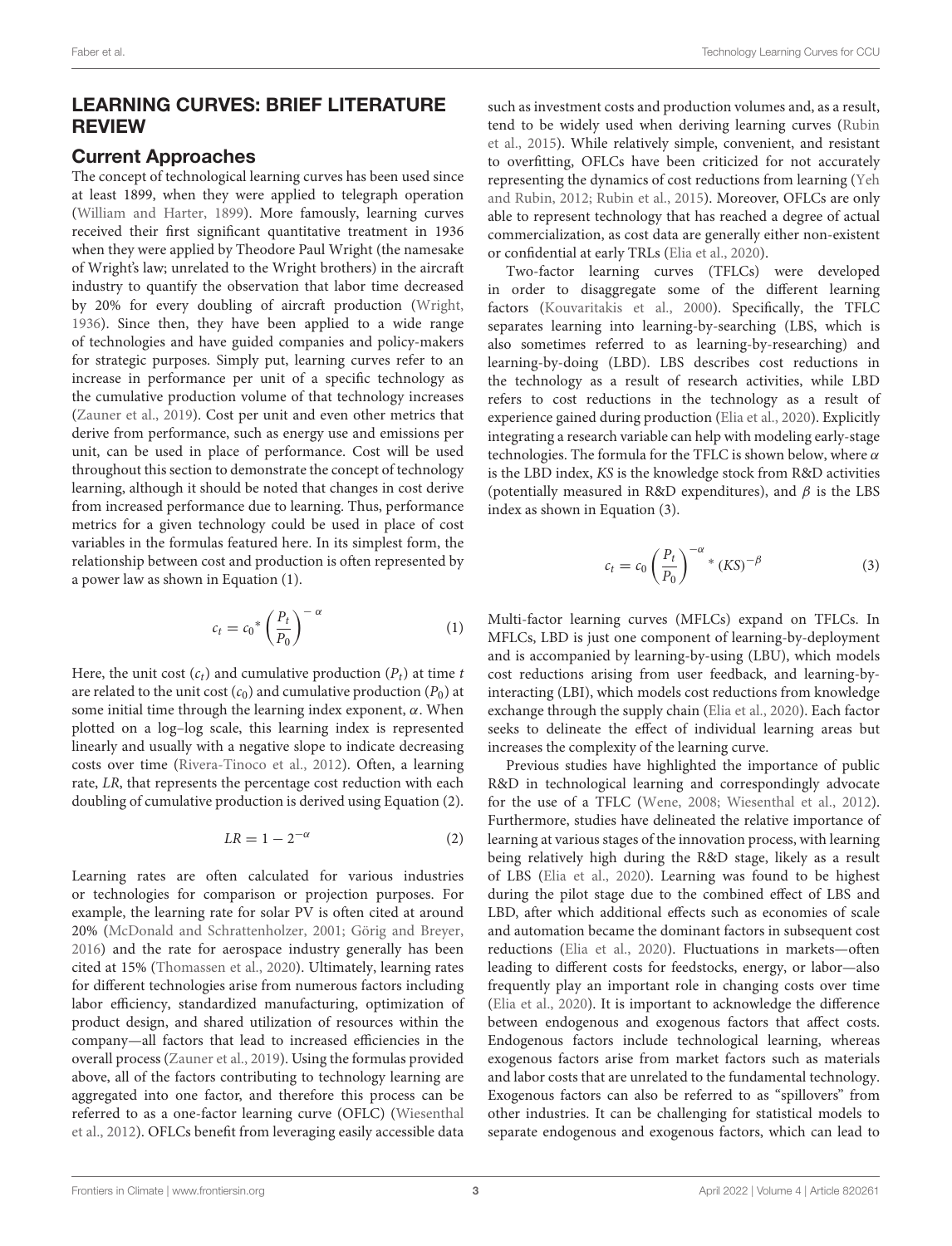## LEARNING CURVES: BRIEF LITERATURE REVIEW

### Current Approaches

The concept of technological learning curves has been used since at least 1899, when they were applied to telegraph operation (William and Harter, 1899). More famously, learning curves received their first significant quantitative treatment in 1936 when they were applied by Theodore Paul Wright (the namesake of Wright's law; unrelated to the Wright brothers) in the aircraft industry to quantify the observation that labor time decreased by 20% for every doubling of aircraft production (Wright, 1936). Since then, they have been applied to a wide range of technologies and have guided companies and policy-makers for strategic purposes. Simply put, learning curves refer to an increase in performance per unit of a specific technology as the cumulative production volume of that technology increases (Zauner et al., 2019). Cost per unit and even other metrics that derive from performance, such as energy use and emissions per unit, can be used in place of performance. Cost will be used throughout this section to demonstrate the concept of technology learning, although it should be noted that changes in cost derive from increased performance due to learning. Thus, performance metrics for a given technology could be used in place of cost variables in the formulas featured here. In its simplest form, the relationship between cost and production is often represented by a power law as shown in Equation (1).

$$c_t = c_0 * \left(\frac{P_t}{P_0}\right)^{-\alpha} \tag{1}$$

Here, the unit cost ($c_t$) and cumulative production ($P_t$) at time $t$ are related to the unit cost ($c_0$) and cumulative production ($P_0$) at some initial time through the learning index exponent, $\alpha$. When plotted on a log–log scale, this learning index is represented linearly and usually with a negative slope to indicate decreasing costs over time (Rivera-Tinoco et al., 2012). Often, a learning rate, $LR$, that represents the percentage cost reduction with each doubling of cumulative production is derived using Equation (2).

$$LR = 1 - 2^{-\alpha} \tag{2}$$

Learning rates are often calculated for various industries or technologies for comparison or projection purposes. For example, the learning rate for solar PV is often cited at around 20% (McDonald and Schrattenholzer, 2001; Görig and Breyer, 2016) and the rate for aerospace industry generally has been cited at 15% (Thomassen et al., 2020). Ultimately, learning rates for different technologies arise from numerous factors including labor efficiency, standardized manufacturing, optimization of product design, and shared utilization of resources within the company—all factors that lead to increased efficiencies in the overall process (Zauner et al., 2019). Using the formulas provided above, all of the factors contributing to technology learning are aggregated into one factor, and therefore this process can be referred to as a one-factor learning curve (OFLC) (Wiesenthal et al., 2012). OFLCs benefit from leveraging easily accessible data such as investment costs and production volumes and, as a result, tend to be widely used when deriving learning curves (Rubin et al., 2015). While relatively simple, convenient, and resistant to overfitting, OFLCs have been criticized for not accurately representing the dynamics of cost reductions from learning (Yeh and Rubin, 2012; Rubin et al., 2015). Moreover, OFLCs are only able to represent technology that has reached a degree of actual commercialization, as cost data are generally either non-existent or confidential at early TRLs (Elia et al., 2020).

Two-factor learning curves (TFLCs) were developed in order to disaggregate some of the different learning factors (Kouvaritakis et al., 2000). Specifically, the TFLC separates learning into learning-by-searching (LBS, which is also sometimes referred to as learning-by-researching) and learning-by-doing (LBD). LBS describes cost reductions in the technology as a result of research activities, while LBD refers to cost reductions in the technology as a result of experience gained during production (Elia et al., 2020). Explicitly integrating a research variable can help with modeling early-stage technologies. The formula for the TFLC is shown below, where $\alpha$ is the LBD index, $KS$ is the knowledge stock from R&D activities (potentially measured in R&D expenditures), and $\beta$ is the LBS index as shown in Equation (3).

$$c_t = c_0 \left(\frac{P_t}{P_0}\right)^{-\alpha} * (KS)^{-\beta} \tag{3}$$

Multi-factor learning curves (MFLCs) expand on TFLCs. In MFLCs, LBD is just one component of learning-by-deployment and is accompanied by learning-by-using (LBU), which models cost reductions arising from user feedback, and learning-by-interacting (LBI), which models cost reductions from knowledge exchange through the supply chain (Elia et al., 2020). Each factor seeks to delineate the effect of individual learning areas but increases the complexity of the learning curve.

Previous studies have highlighted the importance of public R&D in technological learning and correspondingly advocate for the use of a TFLC (Wene, 2008; Wiesenthal et al., 2012). Furthermore, studies have delineated the relative importance of learning at various stages of the innovation process, with learning being relatively high during the R&D stage, likely as a result of LBS (Elia et al., 2020). Learning was found to be highest during the pilot stage due to the combined effect of LBS and LBD, after which additional effects such as economies of scale and automation became the dominant factors in subsequent cost reductions (Elia et al., 2020). Fluctuations in markets—often leading to different costs for feedstocks, energy, or labor—also frequently play an important role in changing costs over time (Elia et al., 2020). It is important to acknowledge the difference between endogenous and exogenous factors that affect costs. Endogenous factors include technological learning, whereas exogenous factors arise from market factors such as materials and labor costs that are unrelated to the fundamental technology. Exogenous factors can also be referred to as "spillovers" from other industries. It can be challenging for statistical models to separate endogenous and exogenous factors, which can lead to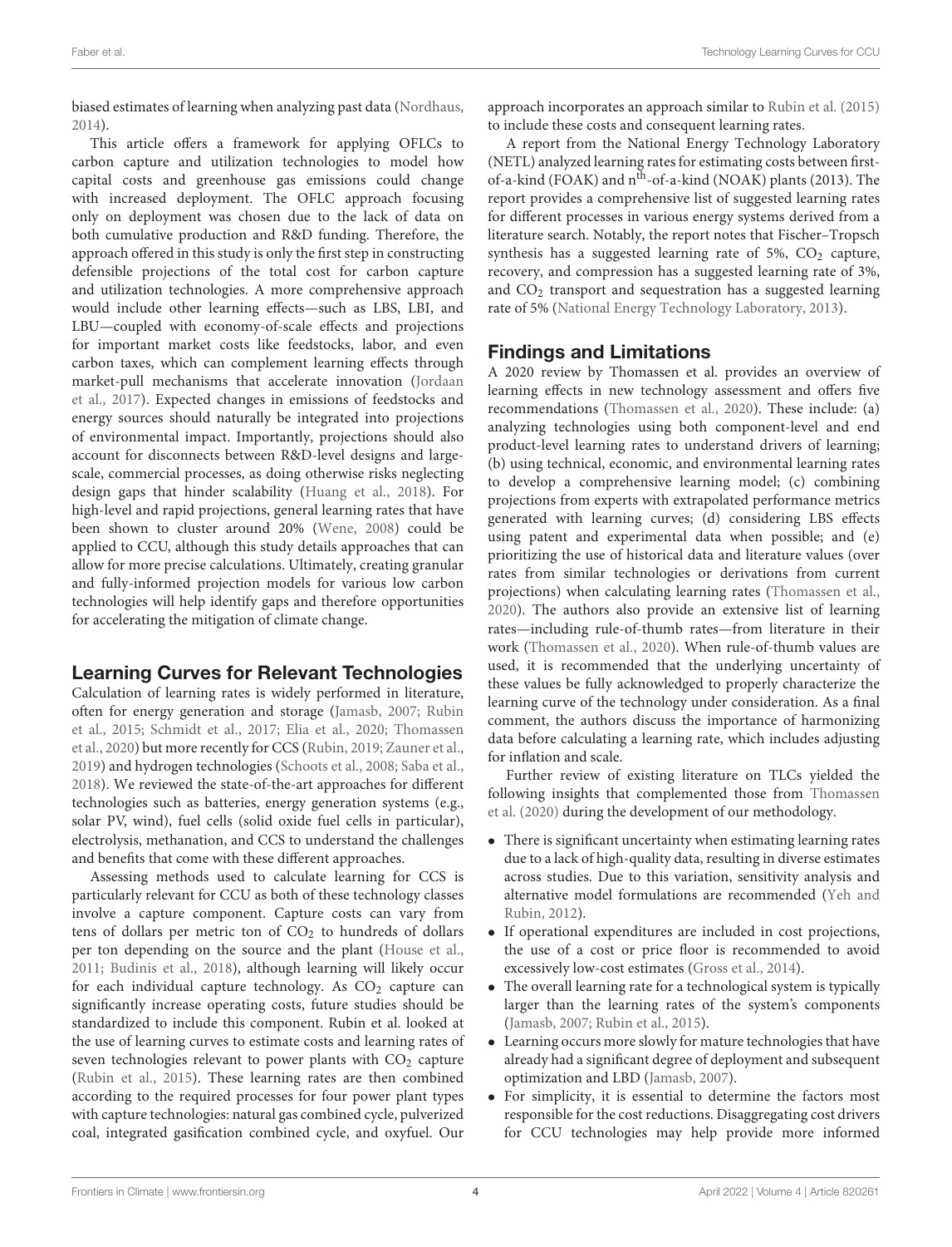biased estimates of learning when analyzing past data (Nordhaus, 2014).

This article offers a framework for applying OFLCs to carbon capture and utilization technologies to model how capital costs and greenhouse gas emissions could change with increased deployment. The OFLC approach focusing only on deployment was chosen due to the lack of data on both cumulative production and R&D funding. Therefore, the approach offered in this study is only the first step in constructing defensible projections of the total cost for carbon capture and utilization technologies. A more comprehensive approach would include other learning effects—such as LBS, LBI, and LBU—coupled with economy-of-scale effects and projections for important market costs like feedstocks, labor, and even carbon taxes, which can complement learning effects through market-pull mechanisms that accelerate innovation (Jordaan et al., 2017). Expected changes in emissions of feedstocks and energy sources should naturally be integrated into projections of environmental impact. Importantly, projections should also account for disconnects between R&D-level designs and large-scale, commercial processes, as doing otherwise risks neglecting design gaps that hinder scalability (Huang et al., 2018). For high-level and rapid projections, general learning rates that have been shown to cluster around 20% (Wene, 2008) could be applied to CCU, although this study details approaches that can allow for more precise calculations. Ultimately, creating granular and fully-informed projection models for various low carbon technologies will help identify gaps and therefore opportunities for accelerating the mitigation of climate change.

## Learning Curves for Relevant Technologies

Calculation of learning rates is widely performed in literature, often for energy generation and storage (Jamasb, 2007; Rubin et al., 2015; Schmidt et al., 2017; Elia et al., 2020; Thomassen et al., 2020) but more recently for CCS (Rubin, 2019; Zauner et al., 2019) and hydrogen technologies (Schoots et al., 2008; Saba et al., 2018). We reviewed the state-of-the-art approaches for different technologies such as batteries, energy generation systems (e.g., solar PV, wind), fuel cells (solid oxide fuel cells in particular), electrolysis, methanation, and CCS to understand the challenges and benefits that come with these different approaches.

Assessing methods used to calculate learning for CCS is particularly relevant for CCU as both of these technology classes involve a capture component. Capture costs can vary from tens of dollars per metric ton of $CO_2$ to hundreds of dollars per ton depending on the source and the plant (House et al., 2011; Budinis et al., 2018), although learning will likely occur for each individual capture technology. As $CO_2$ capture can significantly increase operating costs, future studies should be standardized to include this component. Rubin et al. looked at the use of learning curves to estimate costs and learning rates of seven technologies relevant to power plants with $CO_2$ capture (Rubin et al., 2015). These learning rates are then combined according to the required processes for four power plant types with capture technologies: natural gas combined cycle, pulverized coal, integrated gasification combined cycle, and oxyfuel. Our approach incorporates an approach similar to Rubin et al. (2015) to include these costs and consequent learning rates.

A report from the National Energy Technology Laboratory (NETL) analyzed learning rates for estimating costs between first-of-a-kind (FOAK) and $n^{th}$-of-a-kind (NOAK) plants (2013). The report provides a comprehensive list of suggested learning rates for different processes in various energy systems derived from a literature search. Notably, the report notes that Fischer–Tropsch synthesis has a suggested learning rate of 5%, $CO_2$ capture, recovery, and compression has a suggested learning rate of 3%, and $CO_2$ transport and sequestration has a suggested learning rate of 5% (National Energy Technology Laboratory, 2013).

## Findings and Limitations

A 2020 review by Thomassen et al. provides an overview of learning effects in new technology assessment and offers five recommendations (Thomassen et al., 2020). These include: (a) analyzing technologies using both component-level and end product-level learning rates to understand drivers of learning; (b) using technical, economic, and environmental learning rates to develop a comprehensive learning model; (c) combining projections from experts with extrapolated performance metrics generated with learning curves; (d) considering LBS effects using patent and experimental data when possible; and (e) prioritizing the use of historical data and literature values (over rates from similar technologies or derivations from current projections) when calculating learning rates (Thomassen et al., 2020). The authors also provide an extensive list of learning rates—including rule-of-thumb rates—from literature in their work (Thomassen et al., 2020). When rule-of-thumb values are used, it is recommended that the underlying uncertainty of these values be fully acknowledged to properly characterize the learning curve of the technology under consideration. As a final comment, the authors discuss the importance of harmonizing data before calculating a learning rate, which includes adjusting for inflation and scale.

Further review of existing literature on TLCs yielded the following insights that complemented those from Thomassen et al. (2020) during the development of our methodology.

- There is significant uncertainty when estimating learning rates due to a lack of high-quality data, resulting in diverse estimates across studies. Due to this variation, sensitivity analysis and alternative model formulations are recommended (Yeh and Rubin, 2012).
- If operational expenditures are included in cost projections, the use of a cost or price floor is recommended to avoid excessively low-cost estimates (Gross et al., 2014).
- The overall learning rate for a technological system is typically larger than the learning rates of the system's components (Jamasb, 2007; Rubin et al., 2015).
- Learning occurs more slowly for mature technologies that have already had a significant degree of deployment and subsequent optimization and LBD (Jamasb, 2007).
- For simplicity, it is essential to determine the factors most responsible for the cost reductions. Disaggregating cost drivers for CCU technologies may help provide more informed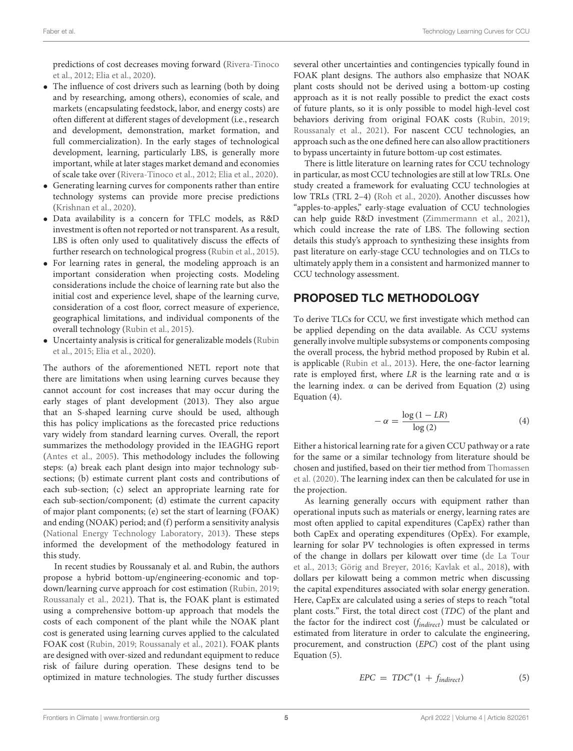predictions of cost decreases moving forward (Rivera-Tinoco et al., 2012; Elia et al., 2020).

- The influence of cost drivers such as learning (both by doing and by researching, among others), economies of scale, and markets (encapsulating feedstock, labor, and energy costs) are often different at different stages of development (i.e., research and development, demonstration, market formation, and full commercialization). In the early stages of technological development, learning, particularly LBS, is generally more important, while at later stages market demand and economies of scale take over (Rivera-Tinoco et al., 2012; Elia et al., 2020).
- Generating learning curves for components rather than entire technology systems can provide more precise predictions (Krishnan et al., 2020).
- Data availability is a concern for TFLC models, as R&D investment is often not reported or not transparent. As a result, LBS is often only used to qualitatively discuss the effects of further research on technological progress (Rubin et al., 2015).
- For learning rates in general, the modeling approach is an important consideration when projecting costs. Modeling considerations include the choice of learning rate but also the initial cost and experience level, shape of the learning curve, consideration of a cost floor, correct measure of experience, geographical limitations, and individual components of the overall technology (Rubin et al., 2015).
- Uncertainty analysis is critical for generalizable models (Rubin et al., 2015; Elia et al., 2020).

The authors of the aforementioned NETL report note that there are limitations when using learning curves because they cannot account for cost increases that may occur during the early stages of plant development (2013). They also argue that an S-shaped learning curve should be used, although this has policy implications as the forecasted price reductions vary widely from standard learning curves. Overall, the report summarizes the methodology provided in the IEAGHG report (Antes et al., 2005). This methodology includes the following steps: (a) break each plant design into major technology subsections; (b) estimate current plant costs and contributions of each sub-section; (c) select an appropriate learning rate for each sub-section/component; (d) estimate the current capacity of major plant components; (e) set the start of learning (FOAK) and ending (NOAK) period; and (f) perform a sensitivity analysis (National Energy Technology Laboratory, 2013). These steps informed the development of the methodology featured in this study.

In recent studies by Roussanaly et al. and Rubin, the authors propose a hybrid bottom-up/engineering-economic and top-down/learning curve approach for cost estimation (Rubin, 2019; Roussanaly et al., 2021). That is, the FOAK plant is estimated using a comprehensive bottom-up approach that models the costs of each component of the plant while the NOAK plant cost is generated using learning curves applied to the calculated FOAK cost (Rubin, 2019; Roussanaly et al., 2021). FOAK plants are designed with over-sized and redundant equipment to reduce risk of failure during operation. These designs tend to be optimized in mature technologies. The study further discusses several other uncertainties and contingencies typically found in FOAK plant designs. The authors also emphasize that NOAK plant costs should not be derived using a bottom-up costing approach as it is not really possible to predict the exact costs of future plants, so it is only possible to model high-level cost behaviors deriving from original FOAK costs (Rubin, 2019; Roussanaly et al., 2021). For nascent CCU technologies, an approach such as the one defined here can also allow practitioners to bypass uncertainty in future bottom-up cost estimates.

There is little literature on learning rates for CCU technology in particular, as most CCU technologies are still at low TRLs. One study created a framework for evaluating CCU technologies at low TRLs (TRL 2–4) (Roh et al., 2020). Another discusses how "apples-to-apples," early-stage evaluation of CCU technologies can help guide R&D investment (Zimmermann et al., 2021), which could increase the rate of LBS. The following section details this study's approach to synthesizing these insights from past literature on early-stage CCU technologies and on TLCs to ultimately apply them in a consistent and harmonized manner to CCU technology assessment.

## PROPOSED TLC METHODOLOGY

To derive TLCs for CCU, we first investigate which method can be applied depending on the data available. As CCU systems generally involve multiple subsystems or components composing the overall process, the hybrid method proposed by Rubin et al. is applicable (Rubin et al., 2013). Here, the one-factor learning rate is employed first, where $LR$ is the learning rate and $\alpha$ is the learning index. $\alpha$ can be derived from Equation (2) using Equation (4).

$$-\alpha = \frac{\log(1 - LR)}{\log(2)} \tag{4}$$

Either a historical learning rate for a given CCU pathway or a rate for the same or a similar technology from literature should be chosen and justified, based on their tier method from Thomassen et al. (2020). The learning index can then be calculated for use in the projection.

As learning generally occurs with equipment rather than operational inputs such as materials or energy, learning rates are most often applied to capital expenditures (CapEx) rather than both CapEx and operating expenditures (OpEx). For example, learning for solar PV technologies is often expressed in terms of the change in dollars per kilowatt over time (de La Tour et al., 2013; Görig and Breyer, 2016; Kavlak et al., 2018), with dollars per kilowatt being a common metric when discussing the capital expenditures associated with solar energy generation. Here, CapEx are calculated using a series of steps to reach "total plant costs." First, the total direct cost ($TDC$) of the plant and the factor for the indirect cost ($f_{indirect}$) must be calculated or estimated from literature in order to calculate the engineering, procurement, and construction ($EPC$) cost of the plant using Equation (5).

$$EPC = TDC^{*}(1 + f_{indirect}) \tag{5}$$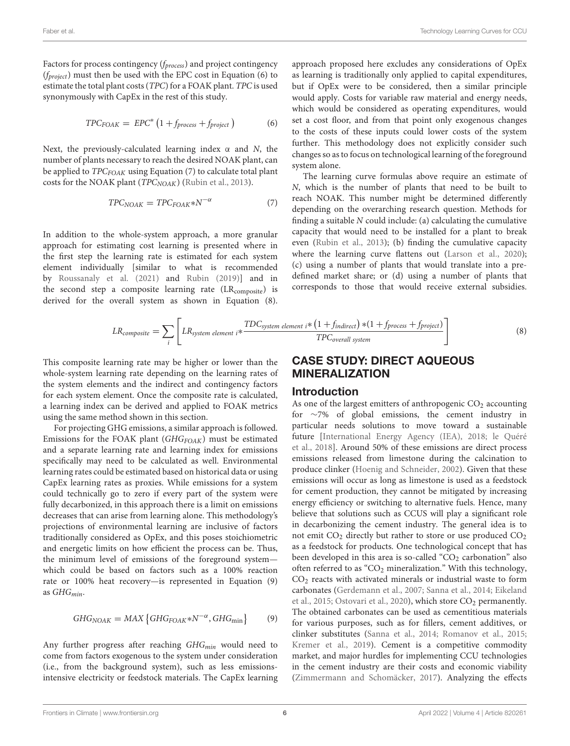Factors for process contingency ($f_{process}$) and project contingency ($f_{project}$) must then be used with the EPC cost in Equation (6) to estimate the total plant costs (*TPC*) for a FOAK plant. *TPC* is used synonymously with CapEx in the rest of this study.

$$TPC_{FOAK} = EPC^{*}\left(1 + f_{process} + f_{project}\right) \tag{6}$$

Next, the previously-calculated learning index α and *N*, the number of plants necessary to reach the desired NOAK plant, can be applied to $TPC_{FOAK}$ using Equation (7) to calculate total plant costs for the NOAK plant ($TPC_{NOAK}$) (Rubin et al., 2013).

$$TPC_{NOAK} = TPC_{FOAK} * N^{-\alpha} \tag{7}$$

In addition to the whole-system approach, a more granular approach for estimating cost learning is presented where in the first step the learning rate is estimated for each system element individually [similar to what is recommended by Roussanaly et al. (2021) and Rubin (2019)] and in the second step a composite learning rate ($LR_{composite}$) is derived for the overall system as shown in Equation (8).

$$LR_{composite} = \sum_{i}\left[LR_{system\ element\ i} * \frac{TDC_{system\ element\ i} * \left(1 + f_{indirect}\right) * \left(1 + f_{process} + f_{project}\right)}{TPC_{overall\ system}}\right] \tag{8}$$

This composite learning rate may be higher or lower than the whole-system learning rate depending on the learning rates of the system elements and the indirect and contingency factors for each system element. Once the composite rate is calculated, a learning index can be derived and applied to FOAK metrics using the same method shown in this section.

For projecting GHG emissions, a similar approach is followed. Emissions for the FOAK plant ($GHG_{FOAK}$) must be estimated and a separate learning rate and learning index for emissions specifically may need to be calculated as well. Environmental learning rates could be estimated based on historical data or using CapEx learning rates as proxies. While emissions for a system could technically go to zero if every part of the system were fully decarbonized, in this approach there is a limit on emissions decreases that can arise from learning alone. This methodology's projections of environmental learning are inclusive of factors traditionally considered as OpEx, and this poses stoichiometric and energetic limits on how efficient the process can be. Thus, the minimum level of emissions of the foreground system—which could be based on factors such as a 100% reaction rate or 100% heat recovery—is represented in Equation (9) as $GHG_{min}$.

$$GHG_{NOAK} = MAX\left\{GHG_{FOAK} * N^{-\alpha}, GHG_{\min}\right\} \tag{9}$$

Any further progress after reaching $GHG_{min}$ would need to come from factors exogenous to the system under consideration (i.e., from the background system), such as less emissions-intensive electricity or feedstock materials. The CapEx learning approach proposed here excludes any considerations of OpEx as learning is traditionally only applied to capital expenditures, but if OpEx were to be considered, then a similar principle would apply. Costs for variable raw material and energy needs, which would be considered as operating expenditures, would set a cost floor, and from that point only exogenous changes to the costs of these inputs could lower costs of the system further. This methodology does not explicitly consider such changes so as to focus on technological learning of the foreground system alone.

The learning curve formulas above require an estimate of *N*, which is the number of plants that need to be built to reach NOAK. This number might be determined differently depending on the overarching research question. Methods for finding a suitable *N* could include: (a) calculating the cumulative capacity that would need to be installed for a plant to break even (Rubin et al., 2013); (b) finding the cumulative capacity where the learning curve flattens out (Larson et al., 2020); (c) using a number of plants that would translate into a pre-defined market share; or (d) using a number of plants that corresponds to those that would receive external subsidies.

## CASE STUDY: DIRECT AQUEOUS MINERALIZATION

### Introduction

As one of the largest emitters of anthropogenic $CO_2$ accounting for ∼7% of global emissions, the cement industry in particular needs solutions to move toward a sustainable future [International Energy Agency (IEA), 2018; le Quéré et al., 2018]. Around 50% of these emissions are direct process emissions released from limestone during the calcination to produce clinker (Hoenig and Schneider, 2002). Given that these emissions will occur as long as limestone is used as a feedstock for cement production, they cannot be mitigated by increasing energy efficiency or switching to alternative fuels. Hence, many believe that solutions such as CCUS will play a significant role in decarbonizing the cement industry. The general idea is to not emit $CO_2$ directly but rather to store or use produced $CO_2$ as a feedstock for products. One technological concept that has been developed in this area is so-called "$CO_2$ carbonation" also often referred to as "$CO_2$ mineralization." With this technology, $CO_2$ reacts with activated minerals or industrial waste to form carbonates (Gerdemann et al., 2007; Sanna et al., 2014; Eikeland et al., 2015; Ostovari et al., 2020), which store $CO_2$ permanently. The obtained carbonates can be used as cementitious materials for various purposes, such as for fillers, cement additives, or clinker substitutes (Sanna et al., 2014; Romanov et al., 2015; Kremer et al., 2019). Cement is a competitive commodity market, and major hurdles for implementing CCU technologies in the cement industry are their costs and economic viability (Zimmermann and Schomäcker, 2017). Analyzing the effects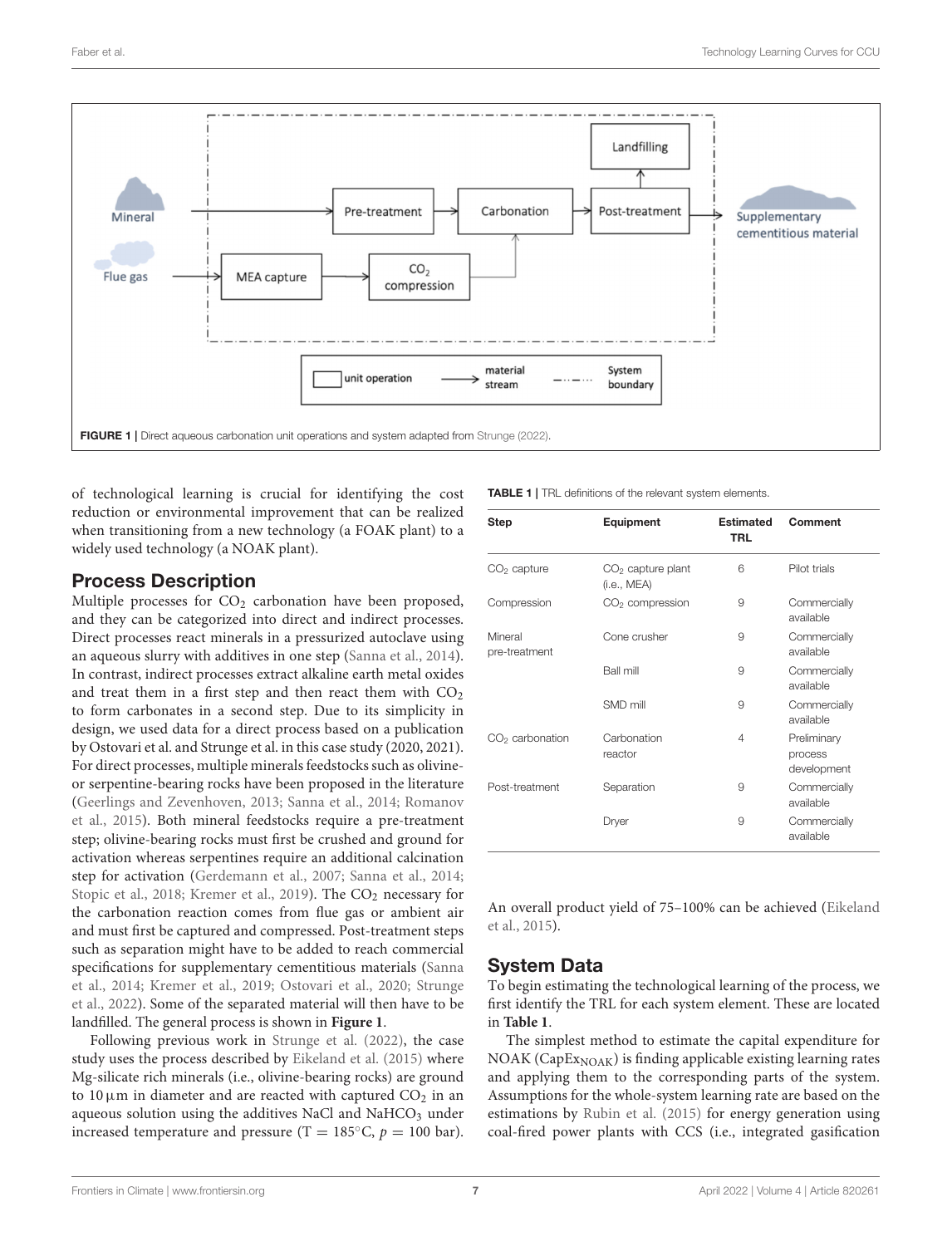FIGURE 1 | Direct aqueous carbonation unit operations and system adapted from Strunge (2022).

of technological learning is crucial for identifying the cost reduction or environmental improvement that can be realized when transitioning from a new technology (a FOAK plant) to a widely used technology (a NOAK plant).

## Process Description

Multiple processes for $CO_2$ carbonation have been proposed, and they can be categorized into direct and indirect processes. Direct processes react minerals in a pressurized autoclave using an aqueous slurry with additives in one step (Sanna et al., 2014). In contrast, indirect processes extract alkaline earth metal oxides and treat them in a first step and then react them with $CO_2$ to form carbonates in a second step. Due to its simplicity in design, we used data for a direct process based on a publication by Ostovari et al. and Strunge et al. in this case study (2020, 2021). For direct processes, multiple minerals feedstocks such as olivine- or serpentine-bearing rocks have been proposed in the literature (Geerlings and Zevenhoven, 2013; Sanna et al., 2014; Romanov et al., 2015). Both mineral feedstocks require a pre-treatment step; olivine-bearing rocks must first be crushed and ground for activation whereas serpentines require an additional calcination step for activation (Gerdemann et al., 2007; Sanna et al., 2014; Stopic et al., 2018; Kremer et al., 2019). The $CO_2$ necessary for the carbonation reaction comes from flue gas or ambient air and must first be captured and compressed. Post-treatment steps such as separation might have to be added to reach commercial specifications for supplementary cementitious materials (Sanna et al., 2014; Kremer et al., 2019; Ostovari et al., 2020; Strunge et al., 2022). Some of the separated material will then have to be landfilled. The general process is shown in **Figure 1**.

Following previous work in Strunge et al. (2022), the case study uses the process described by Eikeland et al. (2015) where Mg-silicate rich minerals (i.e., olivine-bearing rocks) are ground to 10 µm in diameter and are reacted with captured $CO_2$ in an aqueous solution using the additives NaCl and $NaHCO_3$ under increased temperature and pressure ($T = 185°C$, $p = 100$ bar). An overall product yield of 75–100% can be achieved (Eikeland et al., 2015).

**TABLE 1** | TRL definitions of the relevant system elements.

| Step | Equipment | Estimated TRL | Comment |
|---|---|---|---|
| $CO_2$ capture | $CO_2$ capture plant (i.e., MEA) | 6 | Pilot trials |
| Compression | $CO_2$ compression | 9 | Commercially available |
| Mineral pre-treatment | Cone crusher | 9 | Commercially available |
| | Ball mill | 9 | Commercially available |
| | SMD mill | 9 | Commercially available |
| $CO_2$ carbonation | Carbonation reactor | 4 | Preliminary process development |
| Post-treatment | Separation | 9 | Commercially available |
| | Dryer | 9 | Commercially available |

## System Data

To begin estimating the technological learning of the process, we first identify the TRL for each system element. These are located in **Table 1**.

The simplest method to estimate the capital expenditure for NOAK ($CapEx_{NOAK}$) is finding applicable existing learning rates and applying them to the corresponding parts of the system. Assumptions for the whole-system learning rate are based on the estimations by Rubin et al. (2015) for energy generation using coal-fired power plants with CCS (i.e., integrated gasification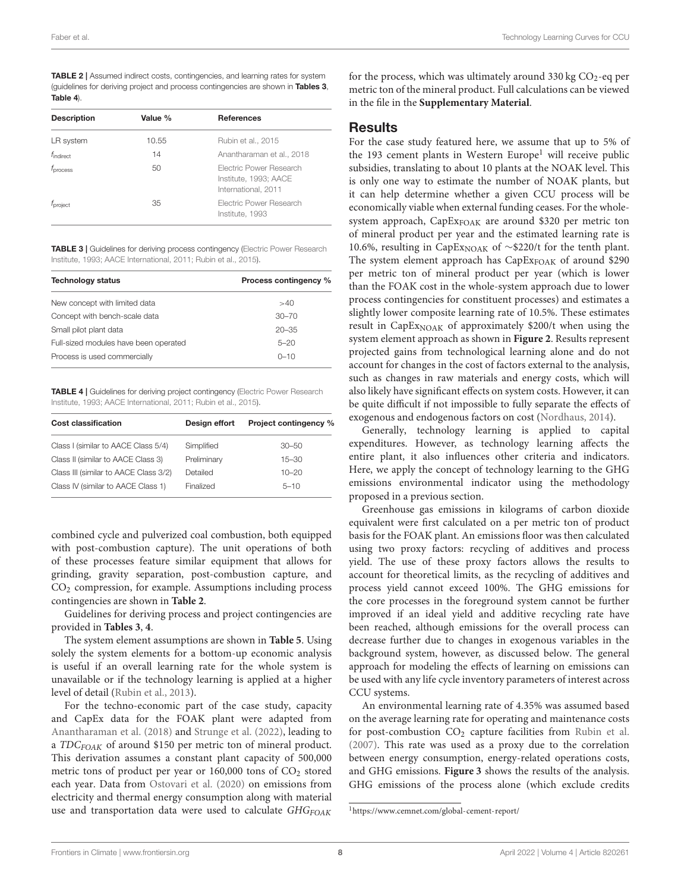**TABLE 2 |** Assumed indirect costs, contingencies, and learning rates for system (guidelines for deriving project and process contingencies are shown in **Tables 3**, **Table 4**).

| Description | Value % | References |
|---|---|---|
| LR system | 10.55 | Rubin et al., 2015 |
| $f_{indirect}$ | 14 | Anantharaman et al., 2018 |
| $f_{process}$ | 50 | Electric Power Research Institute, 1993; AACE International, 2011 |
| $f_{project}$ | 35 | Electric Power Research Institute, 1993 |

**TABLE 3 |** Guidelines for deriving process contingency (Electric Power Research Institute, 1993; AACE International, 2011; Rubin et al., 2015).

| Technology status | Process contingency % |
|---|---|
| New concept with limited data | >40 |
| Concept with bench-scale data | 30–70 |
| Small pilot plant data | 20–35 |
| Full-sized modules have been operated | 5–20 |
| Process is used commercially | 0–10 |

**TABLE 4 |** Guidelines for deriving project contingency (Electric Power Research Institute, 1993; AACE International, 2011; Rubin et al., 2015).

| Cost classification | Design effort | Project contingency % |
|---|---|---|
| Class I (similar to AACE Class 5/4) | Simplified | 30–50 |
| Class II (similar to AACE Class 3) | Preliminary | 15–30 |
| Class III (similar to AACE Class 3/2) | Detailed | 10–20 |
| Class IV (similar to AACE Class 1) | Finalized | 5–10 |

combined cycle and pulverized coal combustion, both equipped with post-combustion capture). The unit operations of both of these processes feature similar equipment that allows for grinding, gravity separation, post-combustion capture, and $CO_2$ compression, for example. Assumptions including process contingencies are shown in **Table 2**.

Guidelines for deriving process and project contingencies are provided in **Tables 3**, **4**.

The system element assumptions are shown in **Table 5**. Using solely the system elements for a bottom-up economic analysis is useful if an overall learning rate for the whole system is unavailable or if the technology learning is applied at a higher level of detail (Rubin et al., 2013).

For the techno-economic part of the case study, capacity and CapEx data for the FOAK plant were adapted from Anantharaman et al. (2018) and Strunge et al. (2022), leading to a $TDC_{FOAK}$ of around \$150 per metric ton of mineral product. This derivation assumes a constant plant capacity of 500,000 metric tons of product per year or 160,000 tons of $CO_2$ stored each year. Data from Ostovari et al. (2020) on emissions from electricity and thermal energy consumption along with material use and transportation data were used to calculate $GHG_{FOAK}$ for the process, which was ultimately around 330 kg $CO_2$-eq per metric ton of the mineral product. Full calculations can be viewed in the file in the **Supplementary Material**.

## Results

For the case study featured here, we assume that up to 5% of the 193 cement plants in Western Europe[1] will receive public subsidies, translating to about 10 plants at the NOAK level. This is only one way to estimate the number of NOAK plants, but it can help determine whether a given CCU process will be economically viable when external funding ceases. For the whole-system approach, $CapEx_{FOAK}$ are around \$320 per metric ton of mineral product per year and the estimated learning rate is 10.6%, resulting in $CapEx_{NOAK}$ of ~\$220/t for the tenth plant. The system element approach has $CapEx_{FOAK}$ of around \$290 per metric ton of mineral product per year (which is lower than the FOAK cost in the whole-system approach due to lower process contingencies for constituent processes) and estimates a slightly lower composite learning rate of 10.5%. These estimates result in $CapEx_{NOAK}$ of approximately \$200/t when using the system element approach as shown in **Figure 2**. Results represent projected gains from technological learning alone and do not account for changes in the cost of factors external to the analysis, such as changes in raw materials and energy costs, which will also likely have significant effects on system costs. However, it can be quite difficult if not impossible to fully separate the effects of exogenous and endogenous factors on cost (Nordhaus, 2014).

Generally, technology learning is applied to capital expenditures. However, as technology learning affects the entire plant, it also influences other criteria and indicators. Here, we apply the concept of technology learning to the GHG emissions environmental indicator using the methodology proposed in a previous section.

Greenhouse gas emissions in kilograms of carbon dioxide equivalent were first calculated on a per metric ton of product basis for the FOAK plant. An emissions floor was then calculated using two proxy factors: recycling of additives and process yield. The use of these proxy factors allows the results to account for theoretical limits, as the recycling of additives and process yield cannot exceed 100%. The GHG emissions for the core processes in the foreground system cannot be further improved if an ideal yield and additive recycling rate have been reached, although emissions for the overall process can decrease further due to changes in exogenous variables in the background system, however, as discussed below. The general approach for modeling the effects of learning on emissions can be used with any life cycle inventory parameters of interest across CCU systems.

An environmental learning rate of 4.35% was assumed based on the average learning rate for operating and maintenance costs for post-combustion $CO_2$ capture facilities from Rubin et al. (2007). This rate was used as a proxy due to the correlation between energy consumption, energy-related operations costs, and GHG emissions. **Figure 3** shows the results of the analysis. GHG emissions of the process alone (which exclude credits

[1] https://www.cemnet.com/global-cement-report/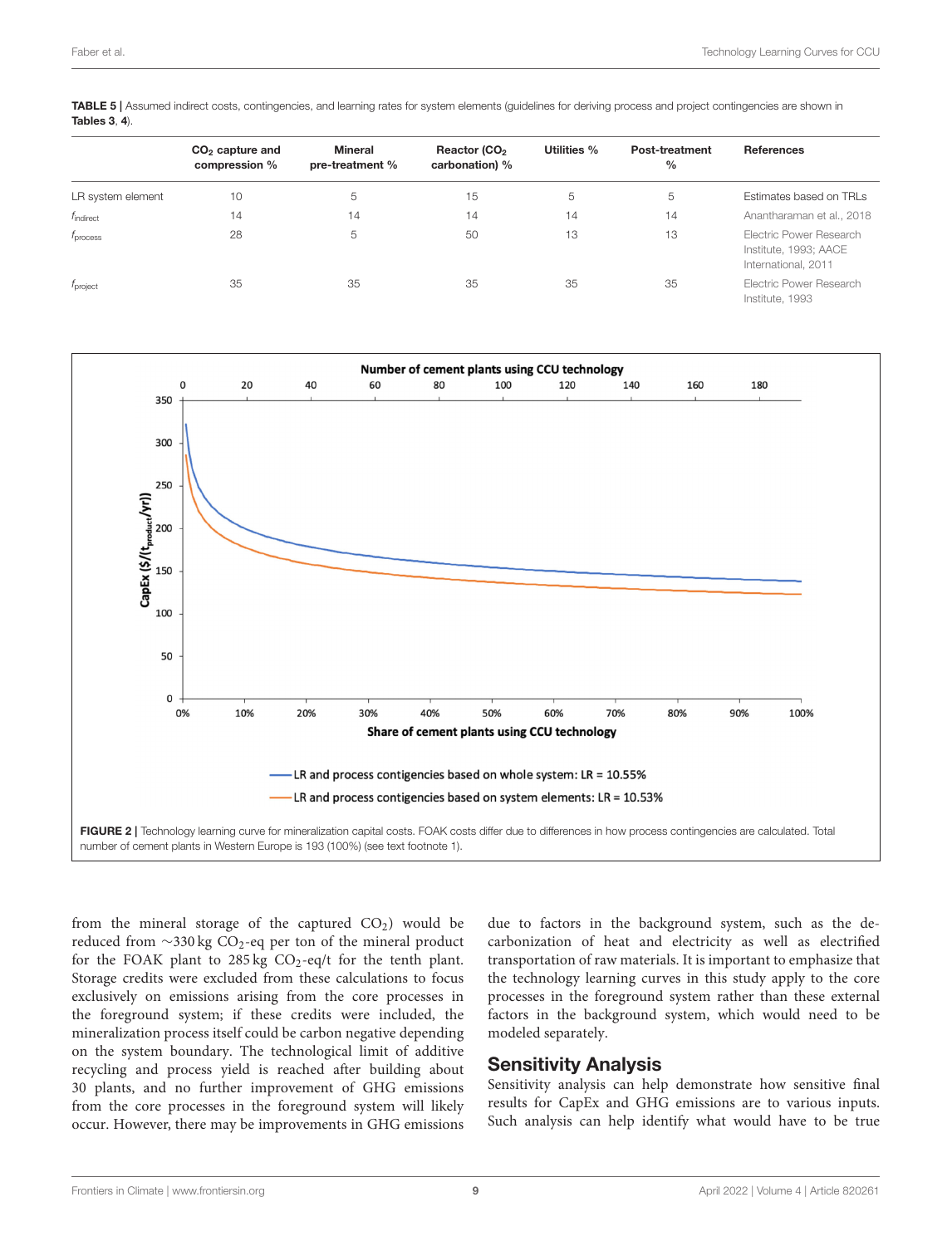**TABLE 5 |** Assumed indirect costs, contingencies, and learning rates for system elements (guidelines for deriving process and project contingencies are shown in **Tables 3**, **4**).

| | $CO_2$ capture and compression % | Mineral pre-treatment % | Reactor ($CO_2$ carbonation) % | Utilities % | Post-treatment % | References |
|---|---|---|---|---|---|---|
| LR system element | 10 | 5 | 15 | 5 | 5 | Estimates based on TRLs |
| $f_{indirect}$ | 14 | 14 | 14 | 14 | 14 | Anantharaman et al., 2018 |
| $f_{process}$ | 28 | 5 | 50 | 13 | 13 | Electric Power Research Institute, 1993; AACE International, 2011 |
| $f_{project}$ | 35 | 35 | 35 | 35 | 35 | Electric Power Research Institute, 1993 |

**FIGURE 2 |** Technology learning curve for mineralization capital costs. FOAK costs differ due to differences in how process contingencies are calculated. Total number of cement plants in Western Europe is 193 (100%) (see text footnote 1).

from the mineral storage of the captured $CO_2$) would be reduced from ~330 kg $CO_2$-eq per ton of the mineral product for the FOAK plant to 285 kg $CO_2$-eq/t for the tenth plant. Storage credits were excluded from these calculations to focus exclusively on emissions arising from the core processes in the foreground system; if these credits were included, the mineralization process itself could be carbon negative depending on the system boundary. The technological limit of additive recycling and process yield is reached after building about 30 plants, and no further improvement of GHG emissions from the core processes in the foreground system will likely occur. However, there may be improvements in GHG emissions due to factors in the background system, such as the de-carbonization of heat and electricity as well as electrified transportation of raw materials. It is important to emphasize that the technology learning curves in this study apply to the core processes in the foreground system rather than these external factors in the background system, which would need to be modeled separately.

## Sensitivity Analysis

Sensitivity analysis can help demonstrate how sensitive final results for CapEx and GHG emissions are to various inputs. Such analysis can help identify what would have to be true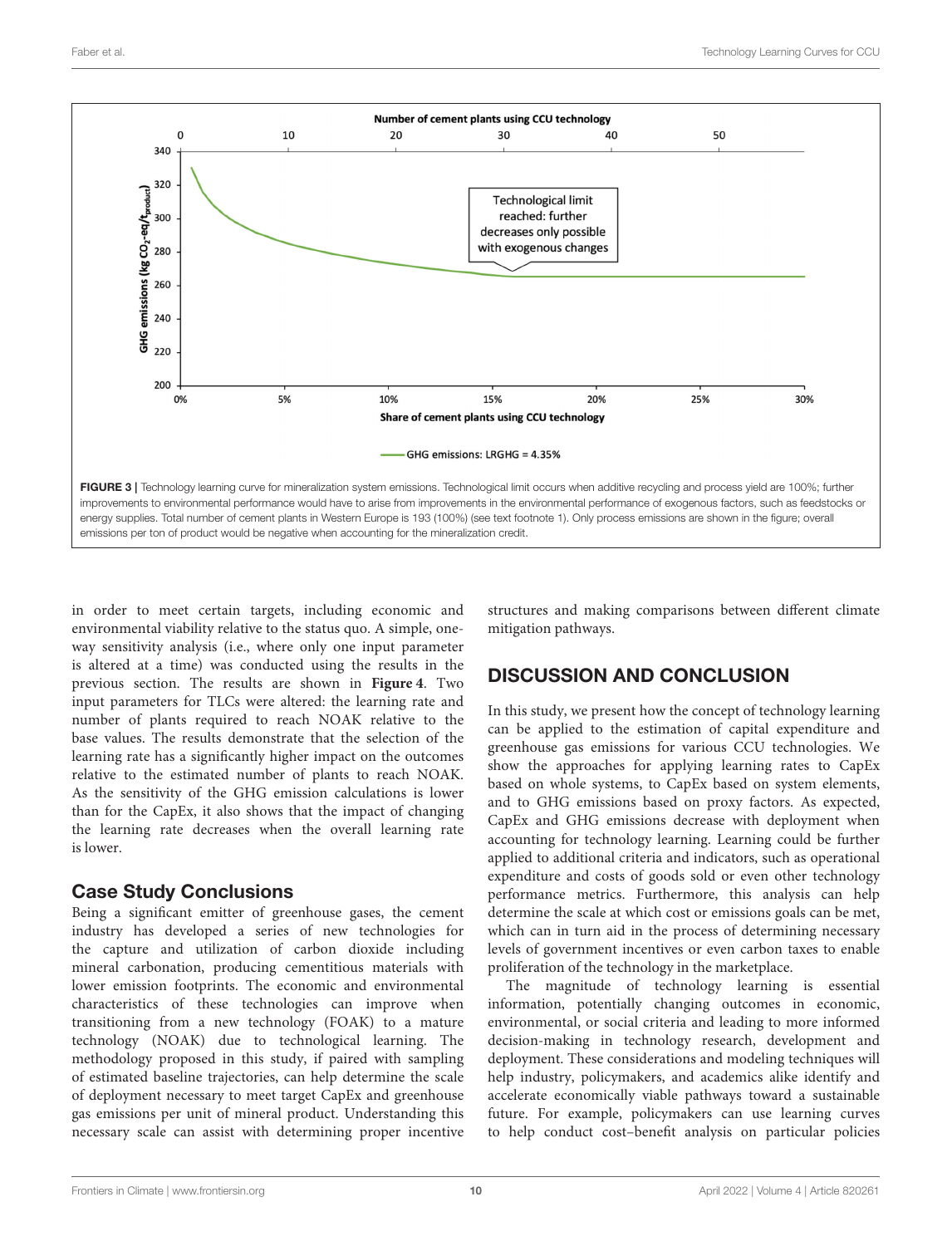FIGURE 3 | Technology learning curve for mineralization system emissions. Technological limit occurs when additive recycling and process yield are 100%; further improvements to environmental performance would have to arise from improvements in the environmental performance of exogenous factors, such as feedstocks or energy supplies. Total number of cement plants in Western Europe is 193 (100%) (see text footnote 1). Only process emissions are shown in the figure; overall emissions per ton of product would be negative when accounting for the mineralization credit.

in order to meet certain targets, including economic and environmental viability relative to the status quo. A simple, one-way sensitivity analysis (i.e., where only one input parameter is altered at a time) was conducted using the results in the previous section. The results are shown in **Figure 4**. Two input parameters for TLCs were altered: the learning rate and number of plants required to reach NOAK relative to the base values. The results demonstrate that the selection of the learning rate has a significantly higher impact on the outcomes relative to the estimated number of plants to reach NOAK. As the sensitivity of the GHG emission calculations is lower than for the CapEx, it also shows that the impact of changing the learning rate decreases when the overall learning rate is lower.

## Case Study Conclusions

Being a significant emitter of greenhouse gases, the cement industry has developed a series of new technologies for the capture and utilization of carbon dioxide including mineral carbonation, producing cementitious materials with lower emission footprints. The economic and environmental characteristics of these technologies can improve when transitioning from a new technology (FOAK) to a mature technology (NOAK) due to technological learning. The methodology proposed in this study, if paired with sampling of estimated baseline trajectories, can help determine the scale of deployment necessary to meet target CapEx and greenhouse gas emissions per unit of mineral product. Understanding this necessary scale can assist with determining proper incentive structures and making comparisons between different climate mitigation pathways.

# DISCUSSION AND CONCLUSION

In this study, we present how the concept of technology learning can be applied to the estimation of capital expenditure and greenhouse gas emissions for various CCU technologies. We show the approaches for applying learning rates to CapEx based on whole systems, to CapEx based on system elements, and to GHG emissions based on proxy factors. As expected, CapEx and GHG emissions decrease with deployment when accounting for technology learning. Learning could be further applied to additional criteria and indicators, such as operational expenditure and costs of goods sold or even other technology performance metrics. Furthermore, this analysis can help determine the scale at which cost or emissions goals can be met, which can in turn aid in the process of determining necessary levels of government incentives or even carbon taxes to enable proliferation of the technology in the marketplace.

The magnitude of technology learning is essential information, potentially changing outcomes in economic, environmental, or social criteria and leading to more informed decision-making in technology research, development and deployment. These considerations and modeling techniques will help industry, policymakers, and academics alike identify and accelerate economically viable pathways toward a sustainable future. For example, policymakers can use learning curves to help conduct cost–benefit analysis on particular policies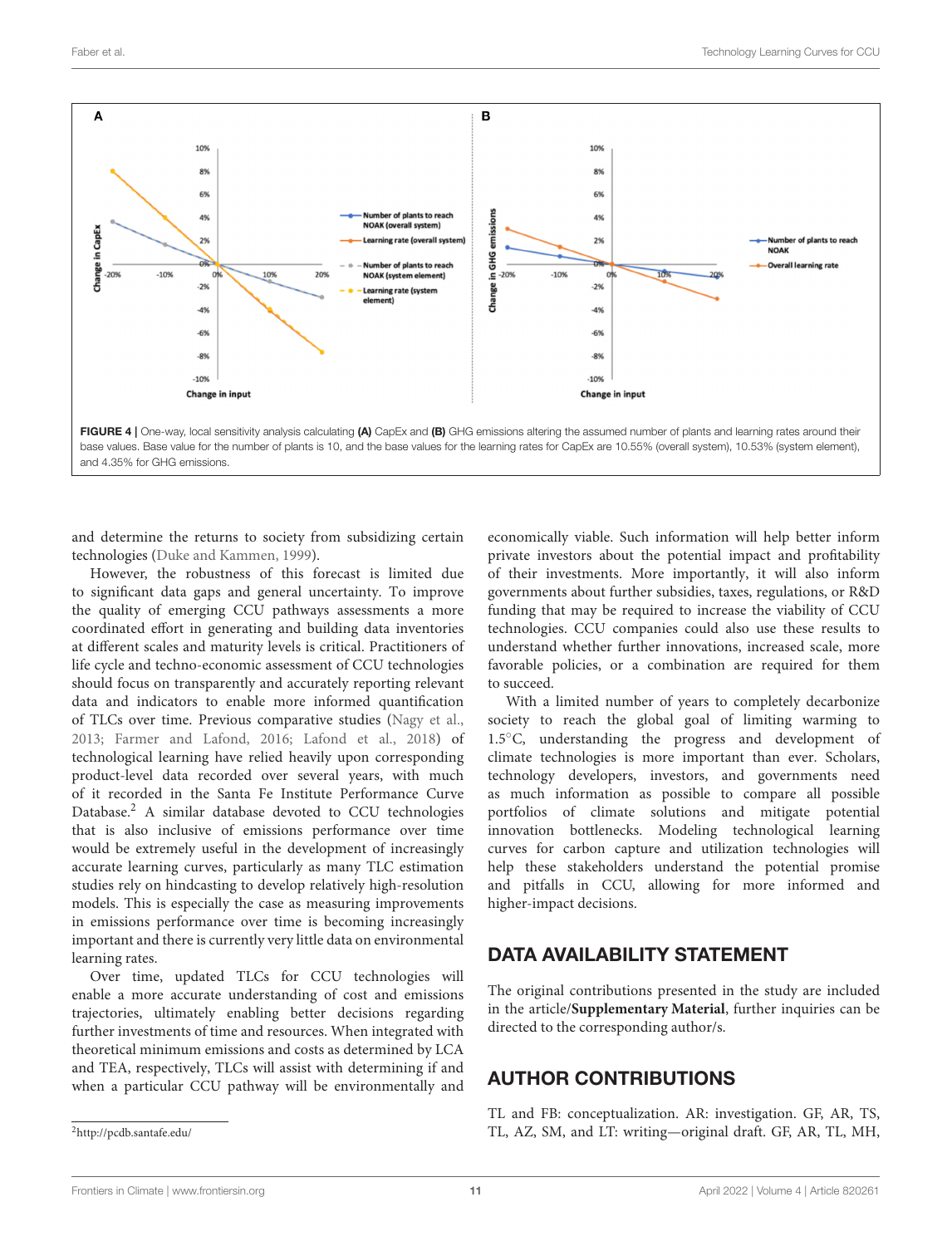FIGURE 4 | One-way, local sensitivity analysis calculating **(A)** CapEx and **(B)** GHG emissions altering the assumed number of plants and learning rates around their base values. Base value for the number of plants is 10, and the base values for the learning rates for CapEx are 10.55% (overall system), 10.53% (system element), and 4.35% for GHG emissions.

and determine the returns to society from subsidizing certain technologies (Duke and Kammen, 1999).

However, the robustness of this forecast is limited due to significant data gaps and general uncertainty. To improve the quality of emerging CCU pathways assessments a more coordinated effort in generating and building data inventories at different scales and maturity levels is critical. Practitioners of life cycle and techno-economic assessment of CCU technologies should focus on transparently and accurately reporting relevant data and indicators to enable more informed quantification of TLCs over time. Previous comparative studies (Nagy et al., 2013; Farmer and Lafond, 2016; Lafond et al., 2018) of technological learning have relied heavily upon corresponding product-level data recorded over several years, with much of it recorded in the Santa Fe Institute Performance Curve Database.[2] A similar database devoted to CCU technologies that is also inclusive of emissions performance over time would be extremely useful in the development of increasingly accurate learning curves, particularly as many TLC estimation studies rely on hindcasting to develop relatively high-resolution models. This is especially the case as measuring improvements in emissions performance over time is becoming increasingly important and there is currently very little data on environmental learning rates.

Over time, updated TLCs for CCU technologies will enable a more accurate understanding of cost and emissions trajectories, ultimately enabling better decisions regarding further investments of time and resources. When integrated with theoretical minimum emissions and costs as determined by LCA and TEA, respectively, TLCs will assist with determining if and when a particular CCU pathway will be environmentally and economically viable. Such information will help better inform private investors about the potential impact and profitability of their investments. More importantly, it will also inform governments about further subsidies, taxes, regulations, or R&D funding that may be required to increase the viability of CCU technologies. CCU companies could also use these results to understand whether further innovations, increased scale, more favorable policies, or a combination are required for them to succeed.

With a limited number of years to completely decarbonize society to reach the global goal of limiting warming to 1.5°C, understanding the progress and development of climate technologies is more important than ever. Scholars, technology developers, investors, and governments need as much information as possible to compare all possible portfolios of climate solutions and mitigate potential innovation bottlenecks. Modeling technological learning curves for carbon capture and utilization technologies will help these stakeholders understand the potential promise and pitfalls in CCU, allowing for more informed and higher-impact decisions.

## DATA AVAILABILITY STATEMENT

The original contributions presented in the study are included in the article/**Supplementary Material**, further inquiries can be directed to the corresponding author/s.

## AUTHOR CONTRIBUTIONS

TL and FB: conceptualization. AR: investigation. GF, AR, TS, TL, AZ, SM, and LT: writing—original draft. GF, AR, TL, MH,

[2] http://pcdb.santafe.edu/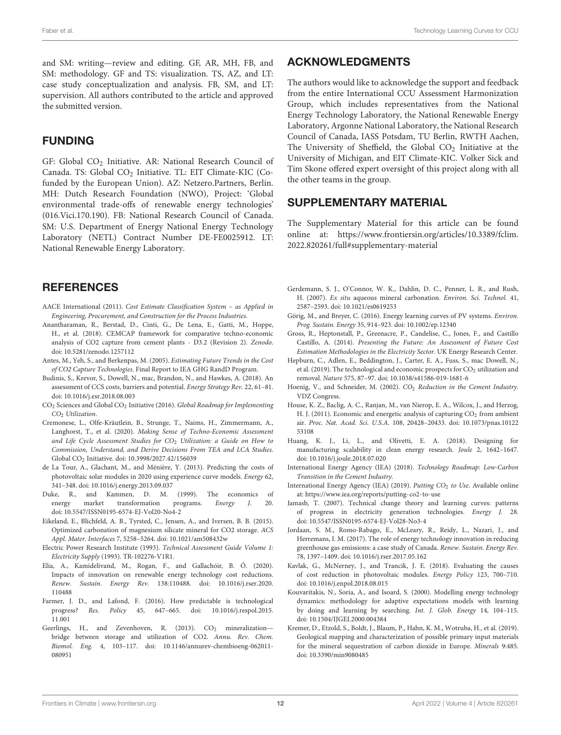and SM: writing—review and editing. GF, AR, MH, FB, and SM: methodology. GF and TS: visualization. TS, AZ, and LT: case study conceptualization and analysis. FB, SM, and LT: supervision. All authors contributed to the article and approved the submitted version.

## FUNDING

GF: Global $CO_2$ Initiative. AR: National Research Council of Canada. TS: Global $CO_2$ Initiative. TL: EIT Climate-KIC (Co-funded by the European Union). AZ: Netzero.Partners, Berlin. MH: Dutch Research Foundation (NWO), Project: 'Global environmental trade-offs of renewable energy technologies' (016.Vici.170.190). FB: National Research Council of Canada. SM: U.S. Department of Energy National Energy Technology Laboratory (NETL) Contract Number DE-FE0025912. LT: National Renewable Energy Laboratory.

## ACKNOWLEDGMENTS

The authors would like to acknowledge the support and feedback from the entire International CCU Assessment Harmonization Group, which includes representatives from the National Energy Technology Laboratory, the National Renewable Energy Laboratory, Argonne National Laboratory, the National Research Council of Canada, IASS Potsdam, TU Berlin, RWTH Aachen, The University of Sheffield, the Global $CO_2$ Initiative at the University of Michigan, and EIT Climate-KIC. Volker Sick and Tim Skone offered expert oversight of this project along with all the other teams in the group.

## SUPPLEMENTARY MATERIAL

The Supplementary Material for this article can be found online at: https://www.frontiersin.org/articles/10.3389/fclim.2022.820261/full#supplementary-material

## REFERENCES

AACE International (2011). *Cost Estimate Classification System – as Applied in Engineering, Procurement, and Construction for the Process Industries*.

Anantharaman, R., Berstad, D., Cinti, G., De Lena, E., Gatti, M., Hoppe, H., et al. (2018). CEMCAP framework for comparative techno-economic analysis of CO2 capture from cement plants - D3.2 (Revision 2). *Zenodo*. doi: 10.5281/zenodo.1257112

Antes, M., Yeh, S., and Berkenpas, M. (2005). *Estimating Future Trends in the Cost of CO2 Capture Technologies*. Final Report to IEA GHG RandD Program.

Budinis, S., Krevor, S., Dowell, N., mac, Brandon, N., and Hawkes, A. (2018). An assessment of CCS costs, barriers and potential. *Energy Strategy Rev.* 22, 61–81. doi: 10.1016/j.esr.2018.08.003

$CO_2$ Sciences and Global $CO_2$ Initiative (2016). *Global Roadmap for Implementing $CO_2$ Utilization*.

Cremonese, L., Olfe-Kräutlein, B., Strunge, T., Naims, H., Zimmermann, A., Langhorst, T., et al. (2020). *Making Sense of Techno-Economic Assessment and Life Cycle Assessment Studies for $CO_2$ Utilization: a Guide on How to Commission, Understand, and Derive Decisions From TEA and LCA Studies*. Global $CO_2$ Initiative. doi: 10.3998/2027.42/156039

de La Tour, A., Glachant, M., and Ménière, Y. (2013). Predicting the costs of photovoltaic solar modules in 2020 using experience curve models. *Energy* 62, 341–348. doi: 10.1016/j.energy.2013.09.037

Duke, R., and Kammen, D. M. (1999). The economics of energy market transformation programs. *Energy J.* 20. doi: 10.5547/ISSN0195-6574-EJ-Vol20-No4-2

Eikeland, E., Blichfeld, A. B., Tyrsted, C., Jensen, A., and Iversen, B. B. (2015). Optimized carbonation of magnesium silicate mineral for CO2 storage. *ACS Appl. Mater. Interfaces* 7, 5258–5264. doi: 10.1021/am508432w

Electric Power Research Institute (1993). *Technical Assessment Guide Volume 1: Electricity Supply* (1993). TR-102276-V1R1.

Elia, A., Kamidelivand, M., Rogan, F., and Gallachóir, B. Ó. (2020). Impacts of innovation on renewable energy technology cost reductions. *Renew. Sustain. Energy Rev.* 138:110488. doi: 10.1016/j.rser.2020.110488

Farmer, J. D., and Lafond, F. (2016). How predictable is technological progress? *Res. Policy* 45, 647–665. doi: 10.1016/j.respol.2015.11.001

Geerlings, H., and Zevenhoven, R. (2013). $CO_2$ mineralization—bridge between storage and utilization of CO2. *Annu. Rev. Chem. Biomol. Eng.* 4, 103–117. doi: 10.1146/annurev-chembioeng-062011-080951

Gerdemann, S. J., O'Connor, W. K., Dahlin, D. C., Penner, L. R., and Rush, H. (2007). *Ex situ* aqueous mineral carbonation. *Environ. Sci. Technol.* 41, 2587–2593. doi: 10.1021/es0619253

Görig, M., and Breyer, C. (2016). Energy learning curves of PV systems. *Environ. Prog. Sustain. Energy* 35, 914–923. doi: 10.1002/ep.12340

Gross, R., Heptonstall, P., Greenacre, P., Candelise, C., Jones, F., and Castillo Castillo, A. (2014). *Presenting the Future: An Assessment of Future Cost Estimation Methodologies in the Electricity Sector*. UK Energy Research Center.

Hepburn, C., Adlen, E., Beddington, J., Carter, E. A., Fuss, S., mac Dowell, N., et al. (2019). The technological and economic prospects for $CO_2$ utilization and removal. *Nature* 575, 87–97. doi: 10.1038/s41586-019-1681-6

Hoenig, V., and Schneider, M. (2002). *$CO_2$ Reduction in the Cement Industry*. VDZ Congress.

House, K. Z., Baclig, A. C., Ranjan, M., van Nierop, E. A., Wilcox, J., and Herzog, H. J. (2011). Economic and energetic analysis of capturing $CO_2$ from ambient air. *Proc. Nat. Acad. Sci. U.S.A.* 108, 20428–20433. doi: 10.1073/pnas.1012253108

Huang, K. J., Li, L., and Olivetti, E. A. (2018). Designing for manufacturing scalability in clean energy research. *Joule* 2, 1642–1647. doi: 10.1016/j.joule.2018.07.020

International Energy Agency (IEA) (2018). *Technology Roadmap: Low-Carbon Transition in the Cement Industry*.

International Energy Agency (IEA) (2019). *Putting $CO_2$ to Use*. Available online at: https://www.iea.org/reports/putting-co2-to-use

Jamasb, T. (2007). Technical change theory and learning curves: patterns of progress in electricity generation technologies. *Energy J.* 28. doi: 10.5547/ISSN0195-6574-EJ-Vol28-No3-4

Jordaan, S. M., Romo-Rabago, E., McLeary, R., Reidy, L., Nazari, J., and Herremans, I. M. (2017). The role of energy technology innovation in reducing greenhouse gas emissions: a case study of Canada. *Renew. Sustain. Energy Rev.* 78, 1397–1409. doi: 10.1016/j.rser.2017.05.162

Kavlak, G., McNerney, J., and Trancik, J. E. (2018). Evaluating the causes of cost reduction in photovoltaic modules. *Energy Policy* 123, 700–710. doi: 10.1016/j.enpol.2018.08.015

Kouvaritakis, N., Soria, A., and Isoard, S. (2000). Modelling energy technology dynamics: methodology for adaptive expectations models with learning by doing and learning by searching. *Int. J. Glob. Energy* 14, 104–115. doi: 10.1504/IJGEI.2000.004384

Kremer, D., Etzold, S., Boldt, J., Blaum, P., Hahn, K. M., Wotruba, H., et al. (2019). Geological mapping and characterization of possible primary input materials for the mineral sequestration of carbon dioxide in Europe. *Minerals* 9:485. doi: 10.3390/min9080485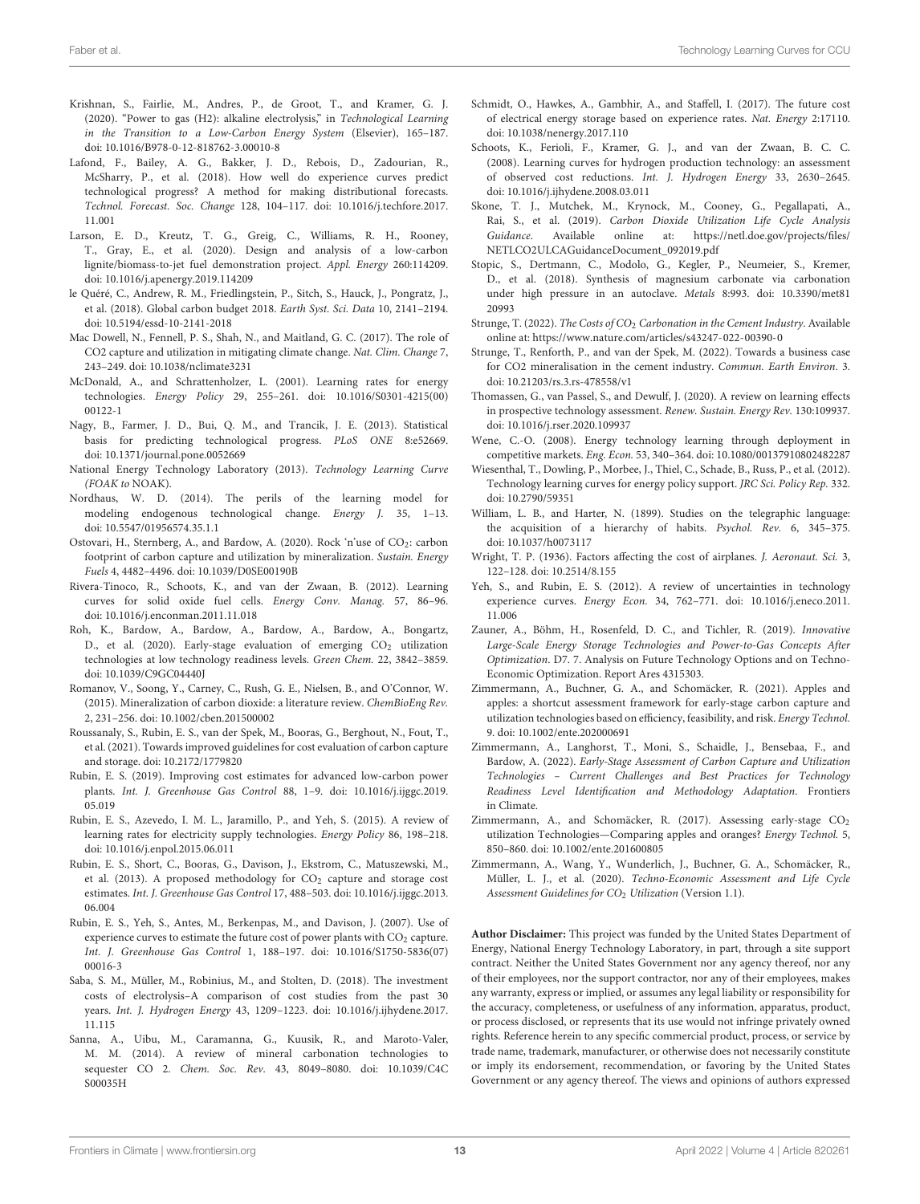Krishnan, S., Fairlie, M., Andres, P., de Groot, T., and Kramer, G. J. (2020). "Power to gas (H2): alkaline electrolysis," in *Technological Learning in the Transition to a Low-Carbon Energy System* (Elsevier), 165–187. doi: 10.1016/B978-0-12-818762-3.00010-8

Lafond, F., Bailey, A. G., Bakker, J. D., Rebois, D., Zadourian, R., McSharry, P., et al. (2018). How well do experience curves predict technological progress? A method for making distributional forecasts. *Technol. Forecast. Soc. Change* 128, 104–117. doi: 10.1016/j.techfore.2017.11.001

Larson, E. D., Kreutz, T. G., Greig, C., Williams, R. H., Rooney, T., Gray, E., et al. (2020). Design and analysis of a low-carbon lignite/biomass-to-jet fuel demonstration project. *Appl. Energy* 260:114209. doi: 10.1016/j.apenergy.2019.114209

le Quéré, C., Andrew, R. M., Friedlingstein, P., Sitch, S., Hauck, J., Pongratz, J., et al. (2018). Global carbon budget 2018. *Earth Syst. Sci. Data* 10, 2141–2194. doi: 10.5194/essd-10-2141-2018

Mac Dowell, N., Fennell, P. S., Shah, N., and Maitland, G. C. (2017). The role of CO2 capture and utilization in mitigating climate change. *Nat. Clim. Change* 7, 243–249. doi: 10.1038/nclimate3231

McDonald, A., and Schrattenholzer, L. (2001). Learning rates for energy technologies. *Energy Policy* 29, 255–261. doi: 10.1016/S0301-4215(00)00122-1

Nagy, B., Farmer, J. D., Bui, Q. M., and Trancik, J. E. (2013). Statistical basis for predicting technological progress. *PLoS ONE* 8:e52669. doi: 10.1371/journal.pone.0052669

National Energy Technology Laboratory (2013). *Technology Learning Curve (FOAK to NOAK)*.

Nordhaus, W. D. (2014). The perils of the learning model for modeling endogenous technological change. *Energy J.* 35, 1–13. doi: 10.5547/01956574.35.1.1

Ostovari, H., Sternberg, A., and Bardow, A. (2020). Rock 'n'use of $CO_2$: carbon footprint of carbon capture and utilization by mineralization. *Sustain. Energy Fuels* 4, 4482–4496. doi: 10.1039/D0SE00190B

Rivera-Tinoco, R., Schoots, K., and van der Zwaan, B. (2012). Learning curves for solid oxide fuel cells. *Energy Conv. Manag.* 57, 86–96. doi: 10.1016/j.enconman.2011.11.018

Roh, K., Bardow, A., Bardow, A., Bardow, A., Bardow, A., Bongartz, D., et al. (2020). Early-stage evaluation of emerging $CO_2$ utilization technologies at low technology readiness levels. *Green Chem.* 22, 3842–3859. doi: 10.1039/C9GC04440J

Romanov, V., Soong, Y., Carney, C., Rush, G. E., Nielsen, B., and O'Connor, W. (2015). Mineralization of carbon dioxide: a literature review. *ChemBioEng Rev.* 2, 231–256. doi: 10.1002/cben.201500002

Roussanaly, S., Rubin, E. S., van der Spek, M., Booras, G., Berghout, N., Fout, T., et al. (2021). Towards improved guidelines for cost evaluation of carbon capture and storage. doi: 10.2172/1779820

Rubin, E. S. (2019). Improving cost estimates for advanced low-carbon power plants. *Int. J. Greenhouse Gas Control* 88, 1–9. doi: 10.1016/j.ijggc.2019.05.019

Rubin, E. S., Azevedo, I. M. L., Jaramillo, P., and Yeh, S. (2015). A review of learning rates for electricity supply technologies. *Energy Policy* 86, 198–218. doi: 10.1016/j.enpol.2015.06.011

Rubin, E. S., Short, C., Booras, G., Davison, J., Ekstrom, C., Matuszewski, M., et al. (2013). A proposed methodology for $CO_2$ capture and storage cost estimates. *Int. J. Greenhouse Gas Control* 17, 488–503. doi: 10.1016/j.ijggc.2013.06.004

Rubin, E. S., Yeh, S., Antes, M., Berkenpas, M., and Davison, J. (2007). Use of experience curves to estimate the future cost of power plants with $CO_2$ capture. *Int. J. Greenhouse Gas Control* 1, 188–197. doi: 10.1016/S1750-5836(07)00016-3

Saba, S. M., Müller, M., Robinius, M., and Stolten, D. (2018). The investment costs of electrolysis–A comparison of cost studies from the past 30 years. *Int. J. Hydrogen Energy* 43, 1209–1223. doi: 10.1016/j.ijhydene.2017.11.115

Sanna, A., Uibu, M., Caramanna, G., Kuusik, R., and Maroto-Valer, M. M. (2014). A review of mineral carbonation technologies to sequester CO 2. *Chem. Soc. Rev.* 43, 8049–8080. doi: 10.1039/C4CS00035H

Schmidt, O., Hawkes, A., Gambhir, A., and Staffell, I. (2017). The future cost of electrical energy storage based on experience rates. *Nat. Energy* 2:17110. doi: 10.1038/nenergy.2017.110

Schoots, K., Ferioli, F., Kramer, G. J., and van der Zwaan, B. C. C. (2008). Learning curves for hydrogen production technology: an assessment of observed cost reductions. *Int. J. Hydrogen Energy* 33, 2630–2645. doi: 10.1016/j.ijhydene.2008.03.011

Skone, T. J., Mutchek, M., Krynock, M., Cooney, G., Pegallapati, A., Rai, S., et al. (2019). *Carbon Dioxide Utilization Life Cycle Analysis Guidance*. Available online at: https://netl.doe.gov/projects/files/NETLCO2ULCAGuidanceDocument_092019.pdf

Stopic, S., Dertmann, C., Modolo, G., Kegler, P., Neumeier, S., Kremer, D., et al. (2018). Synthesis of magnesium carbonate via carbonation under high pressure in an autoclave. *Metals* 8:993. doi: 10.3390/met8120993

Strunge, T. (2022). *The Costs of $CO_2$ Carbonation in the Cement Industry*. Available online at: https://www.nature.com/articles/s43247-022-00390-0

Strunge, T., Renforth, P., and van der Spek, M. (2022). Towards a business case for CO2 mineralisation in the cement industry. *Commun. Earth Environ.* 3. doi: 10.21203/rs.3.rs-478558/v1

Thomassen, G., van Passel, S., and Dewulf, J. (2020). A review on learning effects in prospective technology assessment. *Renew. Sustain. Energy Rev.* 130:109937. doi: 10.1016/j.rser.2020.109937

Wene, C.-O. (2008). Energy technology learning through deployment in competitive markets. *Eng. Econ.* 53, 340–364. doi: 10.1080/00137910802482287

Wiesenthal, T., Dowling, P., Morbee, J., Thiel, C., Schade, B., Russ, P., et al. (2012). Technology learning curves for energy policy support. *JRC Sci. Policy Rep.* 332. doi: 10.2790/59351

William, L. B., and Harter, N. (1899). Studies on the telegraphic language: the acquisition of a hierarchy of habits. *Psychol. Rev.* 6, 345–375. doi: 10.1037/h0073117

Wright, T. P. (1936). Factors affecting the cost of airplanes. *J. Aeronaut. Sci.* 3, 122–128. doi: 10.2514/8.155

Yeh, S., and Rubin, E. S. (2012). A review of uncertainties in technology experience curves. *Energy Econ.* 34, 762–771. doi: 10.1016/j.eneco.2011.11.006

Zauner, A., Böhm, H., Rosenfeld, D. C., and Tichler, R. (2019). *Innovative Large-Scale Energy Storage Technologies and Power-to-Gas Concepts After Optimization*. D7. 7. Analysis on Future Technology Options and on Techno-Economic Optimization. Report Ares 4315303.

Zimmermann, A., Buchner, G. A., and Schomäcker, R. (2021). Apples and apples: a shortcut assessment framework for early-stage carbon capture and utilization technologies based on efficiency, feasibility, and risk. *Energy Technol.* 9. doi: 10.1002/ente.202000691

Zimmermann, A., Langhorst, T., Moni, S., Schaidle, J., Bensebaa, F., and Bardow, A. (2022). *Early-Stage Assessment of Carbon Capture and Utilization Technologies – Current Challenges and Best Practices for Technology Readiness Level Identification and Methodology Adaptation*. Frontiers in Climate.

Zimmermann, A., and Schomäcker, R. (2017). Assessing early-stage $CO_2$ utilization Technologies—Comparing apples and oranges? *Energy Technol.* 5, 850–860. doi: 10.1002/ente.201600805

Zimmermann, A., Wang, Y., Wunderlich, J., Buchner, G. A., Schomäcker, R., Müller, L. J., et al. (2020). *Techno-Economic Assessment and Life Cycle Assessment Guidelines for $CO_2$ Utilization* (Version 1.1).

**Author Disclaimer:** This project was funded by the United States Department of Energy, National Energy Technology Laboratory, in part, through a site support contract. Neither the United States Government nor any agency thereof, nor any of their employees, nor the support contractor, nor any of their employees, makes any warranty, express or implied, or assumes any legal liability or responsibility for the accuracy, completeness, or usefulness of any information, apparatus, product, or process disclosed, or represents that its use would not infringe privately owned rights. Reference herein to any specific commercial product, process, or service by trade name, trademark, manufacturer, or otherwise does not necessarily constitute or imply its endorsement, recommendation, or favoring by the United States Government or any agency thereof. The views and opinions of authors expressed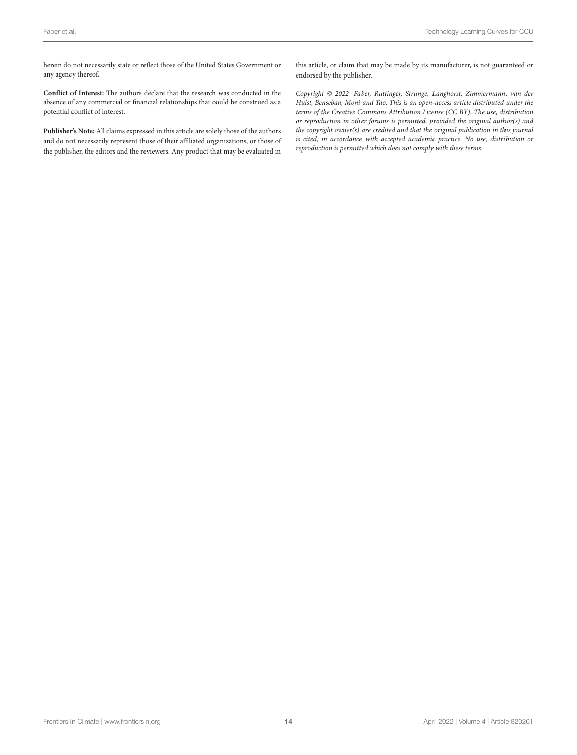herein do not necessarily state or reflect those of the United States Government or any agency thereof.

**Conflict of Interest:** The authors declare that the research was conducted in the absence of any commercial or financial relationships that could be construed as a potential conflict of interest.

**Publisher's Note:** All claims expressed in this article are solely those of the authors and do not necessarily represent those of their affiliated organizations, or those of the publisher, the editors and the reviewers. Any product that may be evaluated in this article, or claim that may be made by its manufacturer, is not guaranteed or endorsed by the publisher.

*Copyright © 2022 Faber, Ruttinger, Strunge, Langhorst, Zimmermann, van der Hulst, Bensebaa, Moni and Tao. This is an open-access article distributed under the terms of the Creative Commons Attribution License (CC BY). The use, distribution or reproduction in other forums is permitted, provided the original author(s) and the copyright owner(s) are credited and that the original publication in this journal is cited, in accordance with accepted academic practice. No use, distribution or reproduction is permitted which does not comply with these terms.*